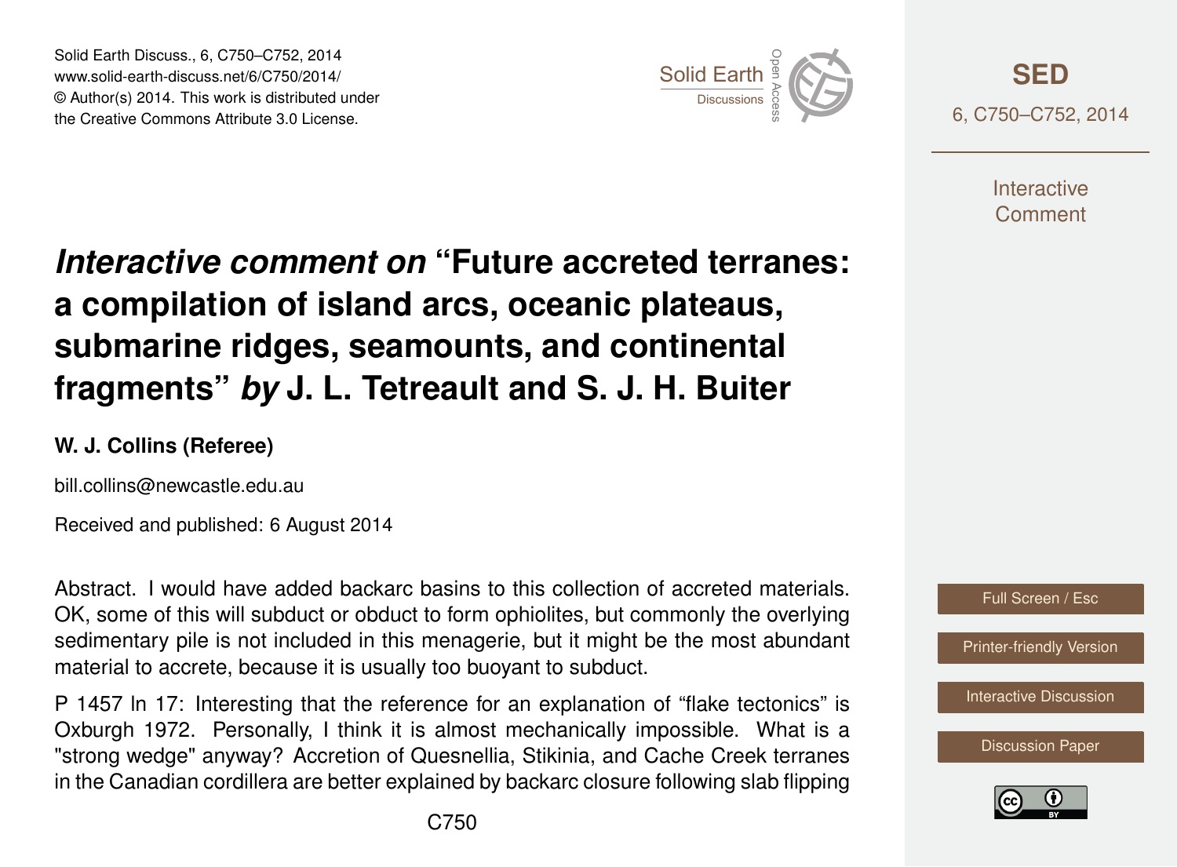# *Interactive comment on* "Future accreted terranes: a compilation of island arcs, oceanic plateaus, submarine ridges, seamounts, and continental fragments" *by* J. L. Tetreault and S. J. H. Buiter

**W. J. Collins (Referee)**

bill.collins@newcastle.edu.au

Received and published: 6 August 2014

Abstract. I would have added backarc basins to this collection of accreted materials. OK, some of this will subduct or obduct to form ophiolites, but commonly the overlying sedimentary pile is not included in this menagerie, but it might be the most abundant material to accrete, because it is usually too buoyant to subduct.

P 1457 ln 17: Interesting that the reference for an explanation of "flake tectonics" is Oxburgh 1972. Personally, I think it is almost mechanically impossible. What is a "strong wedge" anyway? Accretion of Quesnellia, Stikinia, and Cache Creek terranes in the Canadian cordillera are better explained by backarc closure following slab flipping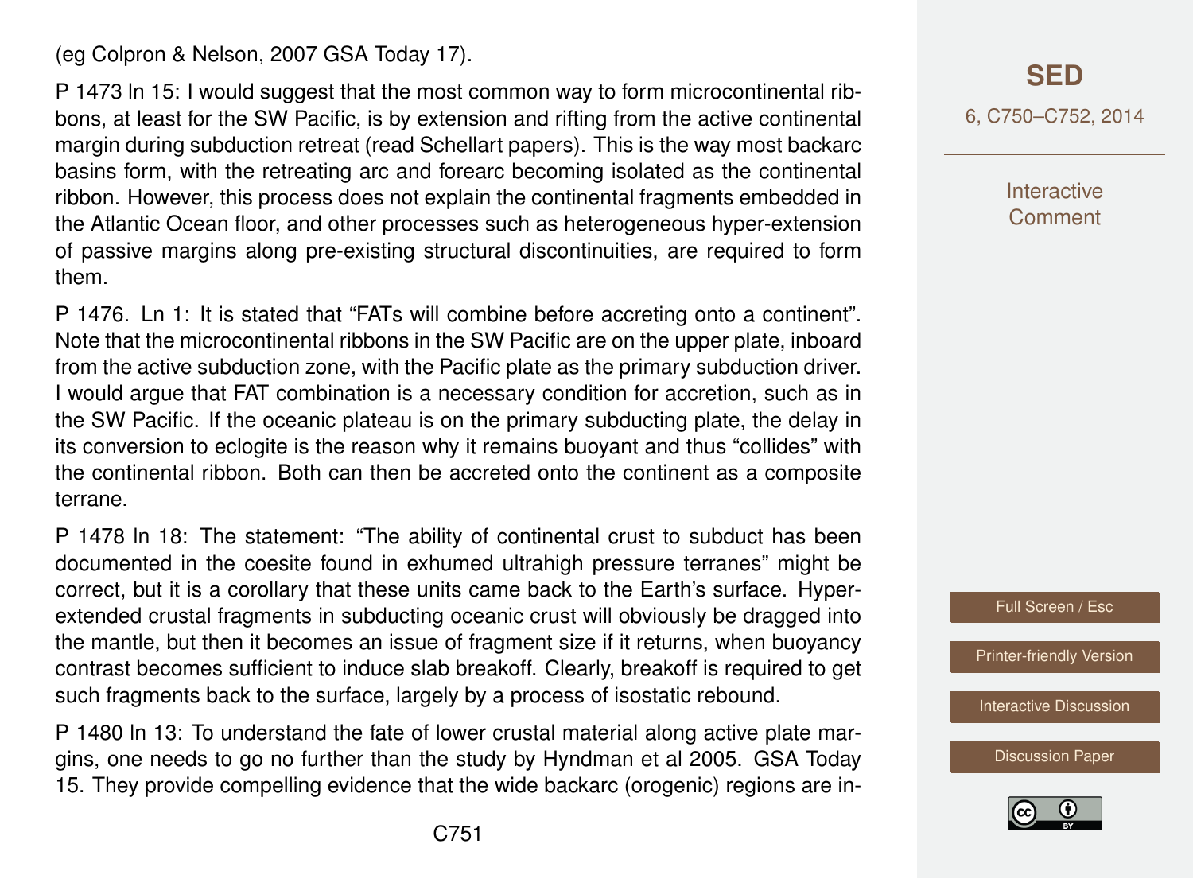(eg Colpron & Nelson, 2007 GSA Today 17).

P 1473 ln 15: I would suggest that the most common way to form microcontinental ribbons, at least for the SW Pacific, is by extension and rifting from the active continental margin during subduction retreat (read Schellart papers). This is the way most backarc basins form, with the retreating arc and forearc becoming isolated as the continental ribbon. However, this process does not explain the continental fragments embedded in the Atlantic Ocean floor, and other processes such as heterogeneous hyper-extension of passive margins along pre-existing structural discontinuities, are required to form them.

P 1476. Ln 1: It is stated that "FATs will combine before accreting onto a continent". Note that the microcontinental ribbons in the SW Pacific are on the upper plate, inboard from the active subduction zone, with the Pacific plate as the primary subduction driver. I would argue that FAT combination is a necessary condition for accretion, such as in the SW Pacific. If the oceanic plateau is on the primary subducting plate, the delay in its conversion to eclogite is the reason why it remains buoyant and thus "collides" with the continental ribbon. Both can then be accreted onto the continent as a composite terrane.

P 1478 ln 18: The statement: "The ability of continental crust to subduct has been documented in the coesite found in exhumed ultrahigh pressure terranes" might be correct, but it is a corollary that these units came back to the Earth's surface. Hyper-extended crustal fragments in subducting oceanic crust will obviously be dragged into the mantle, but then it becomes an issue of fragment size if it returns, when buoyancy contrast becomes sufficient to induce slab breakoff. Clearly, breakoff is required to get such fragments back to the surface, largely by a process of isostatic rebound.

P 1480 ln 13: To understand the fate of lower crustal material along active plate margins, one needs to go no further than the study by Hyndman et al 2005. GSA Today 15. They provide compelling evidence that the wide backarc (orogenic) regions are in-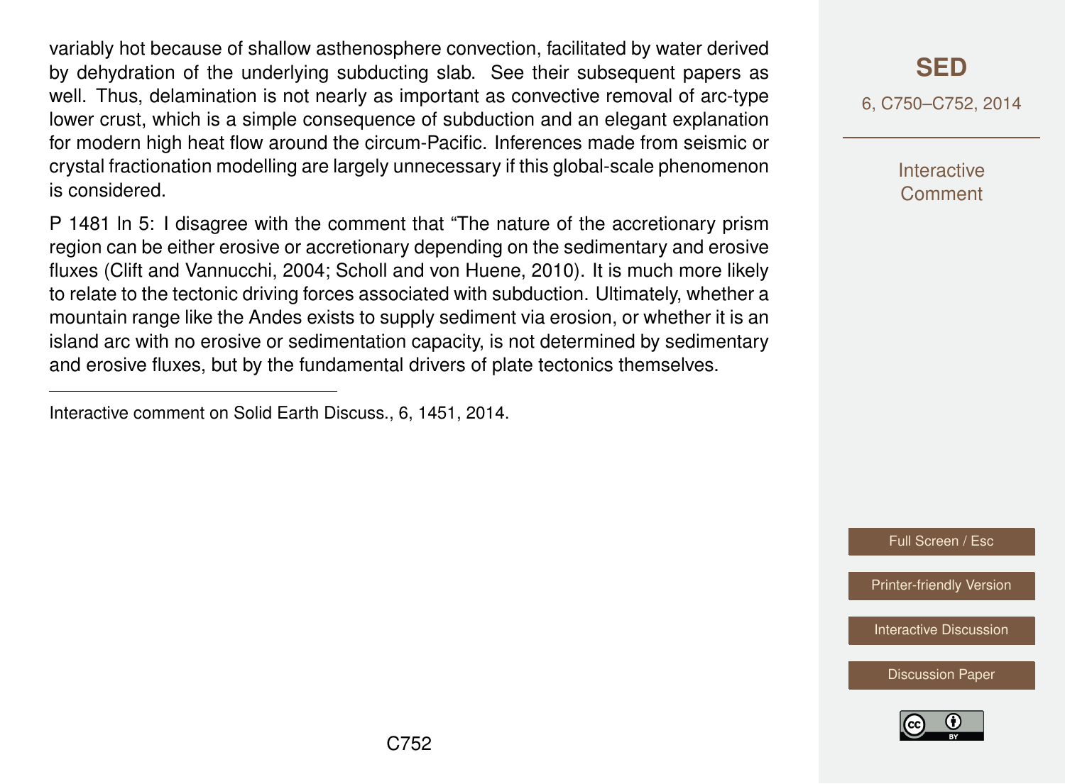variably hot because of shallow asthenosphere convection, facilitated by water derived by dehydration of the underlying subducting slab. See their subsequent papers as well. Thus, delamination is not nearly as important as convective removal of arc-type lower crust, which is a simple consequence of subduction and an elegant explanation for modern high heat flow around the circum-Pacific. Inferences made from seismic or crystal fractionation modelling are largely unnecessary if this global-scale phenomenon is considered.

P 1481 ln 5: I disagree with the comment that "The nature of the accretionary prism region can be either erosive or accretionary depending on the sedimentary and erosive fluxes (Clift and Vannucchi, 2004; Scholl and von Huene, 2010). It is much more likely to relate to the tectonic driving forces associated with subduction. Ultimately, whether a mountain range like the Andes exists to supply sediment via erosion, or whether it is an island arc with no erosive or sedimentation capacity, is not determined by sedimentary and erosive fluxes, but by the fundamental drivers of plate tectonics themselves.

---

Interactive comment on Solid Earth Discuss., 6, 1451, 2014.